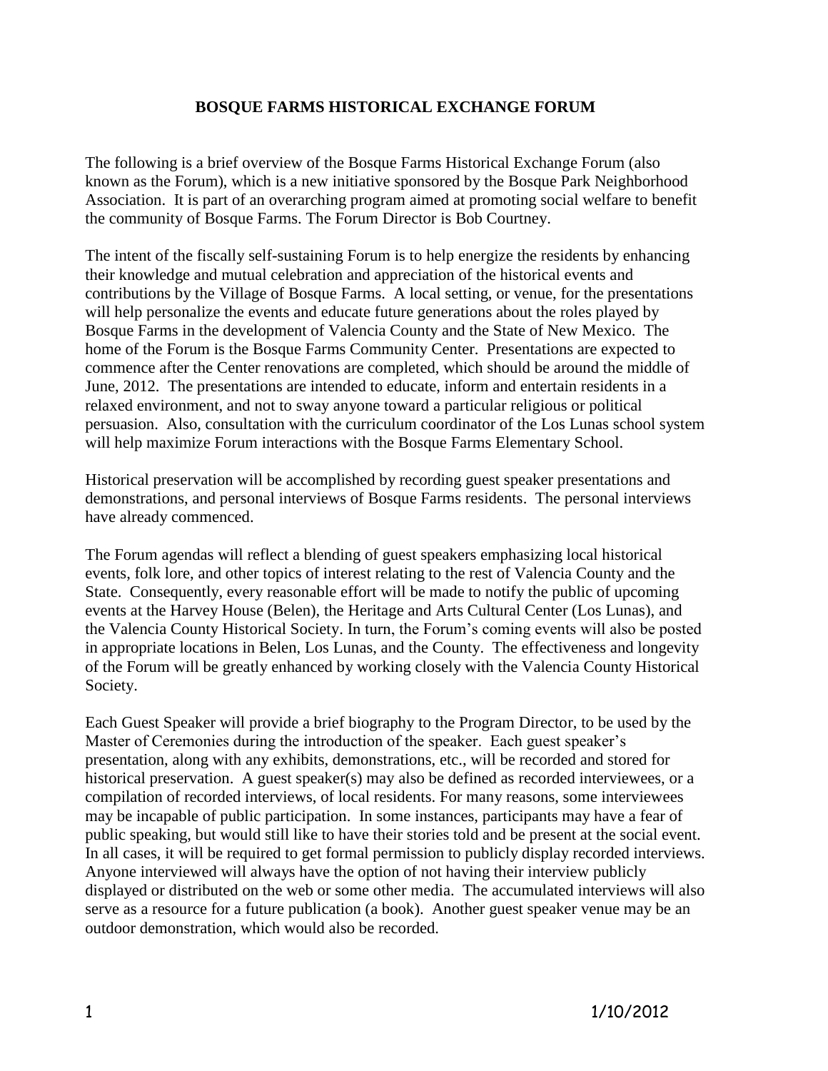# BOSQUE FARMS HISTORICAL EXCHANGE FORUM

The following is a brief overview of the Bosque Farms Historical Exchange Forum (also known as the Forum), which is a new initiative sponsored by the Bosque Park Neighborhood Association. It is part of an overarching program aimed at promoting social welfare to benefit the community of Bosque Farms. The Forum Director is Bob Courtney.

The intent of the fiscally self-sustaining Forum is to help energize the residents by enhancing their knowledge and mutual celebration and appreciation of the historical events and contributions by the Village of Bosque Farms. A local setting, or venue, for the presentations will help personalize the events and educate future generations about the roles played by Bosque Farms in the development of Valencia County and the State of New Mexico. The home of the Forum is the Bosque Farms Community Center. Presentations are expected to commence after the Center renovations are completed, which should be around the middle of June, 2012. The presentations are intended to educate, inform and entertain residents in a relaxed environment, and not to sway anyone toward a particular religious or political persuasion. Also, consultation with the curriculum coordinator of the Los Lunas school system will help maximize Forum interactions with the Bosque Farms Elementary School.

Historical preservation will be accomplished by recording guest speaker presentations and demonstrations, and personal interviews of Bosque Farms residents. The personal interviews have already commenced.

The Forum agendas will reflect a blending of guest speakers emphasizing local historical events, folk lore, and other topics of interest relating to the rest of Valencia County and the State. Consequently, every reasonable effort will be made to notify the public of upcoming events at the Harvey House (Belen), the Heritage and Arts Cultural Center (Los Lunas), and the Valencia County Historical Society. In turn, the Forum's coming events will also be posted in appropriate locations in Belen, Los Lunas, and the County. The effectiveness and longevity of the Forum will be greatly enhanced by working closely with the Valencia County Historical Society.

Each Guest Speaker will provide a brief biography to the Program Director, to be used by the Master of Ceremonies during the introduction of the speaker. Each guest speaker's presentation, along with any exhibits, demonstrations, etc., will be recorded and stored for historical preservation. A guest speaker(s) may also be defined as recorded interviewees, or a compilation of recorded interviews, of local residents. For many reasons, some interviewees may be incapable of public participation. In some instances, participants may have a fear of public speaking, but would still like to have their stories told and be present at the social event. In all cases, it will be required to get formal permission to publicly display recorded interviews. Anyone interviewed will always have the option of not having their interview publicly displayed or distributed on the web or some other media. The accumulated interviews will also serve as a resource for a future publication (a book). Another guest speaker venue may be an outdoor demonstration, which would also be recorded.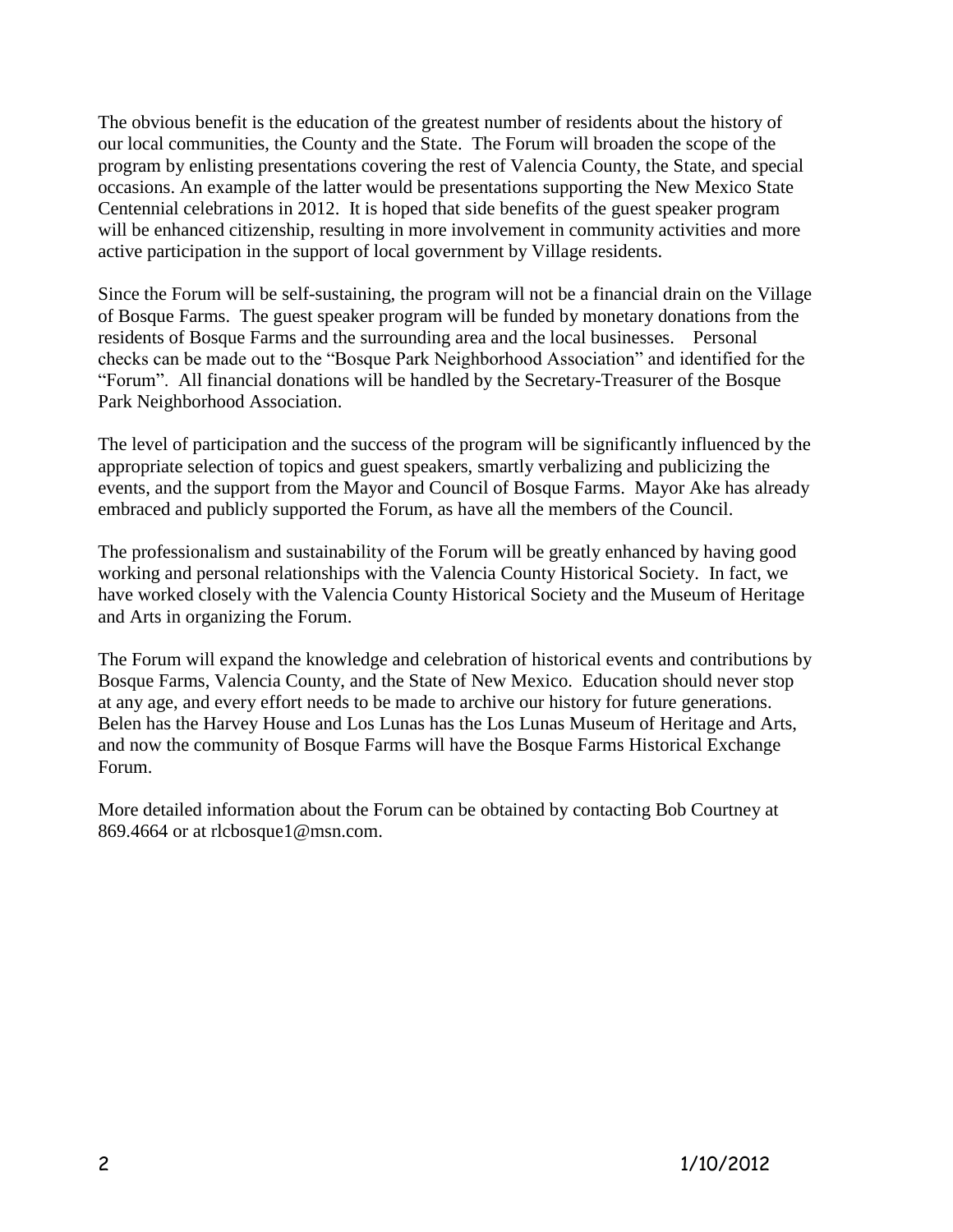The obvious benefit is the education of the greatest number of residents about the history of our local communities, the County and the State. The Forum will broaden the scope of the program by enlisting presentations covering the rest of Valencia County, the State, and special occasions. An example of the latter would be presentations supporting the New Mexico State Centennial celebrations in 2012. It is hoped that side benefits of the guest speaker program will be enhanced citizenship, resulting in more involvement in community activities and more active participation in the support of local government by Village residents.

Since the Forum will be self-sustaining, the program will not be a financial drain on the Village of Bosque Farms. The guest speaker program will be funded by monetary donations from the residents of Bosque Farms and the surrounding area and the local businesses. Personal checks can be made out to the "Bosque Park Neighborhood Association" and identified for the "Forum". All financial donations will be handled by the Secretary-Treasurer of the Bosque Park Neighborhood Association.

The level of participation and the success of the program will be significantly influenced by the appropriate selection of topics and guest speakers, smartly verbalizing and publicizing the events, and the support from the Mayor and Council of Bosque Farms. Mayor Ake has already embraced and publicly supported the Forum, as have all the members of the Council.

The professionalism and sustainability of the Forum will be greatly enhanced by having good working and personal relationships with the Valencia County Historical Society. In fact, we have worked closely with the Valencia County Historical Society and the Museum of Heritage and Arts in organizing the Forum.

The Forum will expand the knowledge and celebration of historical events and contributions by Bosque Farms, Valencia County, and the State of New Mexico. Education should never stop at any age, and every effort needs to be made to archive our history for future generations. Belen has the Harvey House and Los Lunas has the Los Lunas Museum of Heritage and Arts, and now the community of Bosque Farms will have the Bosque Farms Historical Exchange Forum.

More detailed information about the Forum can be obtained by contacting Bob Courtney at 869.4664 or at rlcbosque1@msn.com.